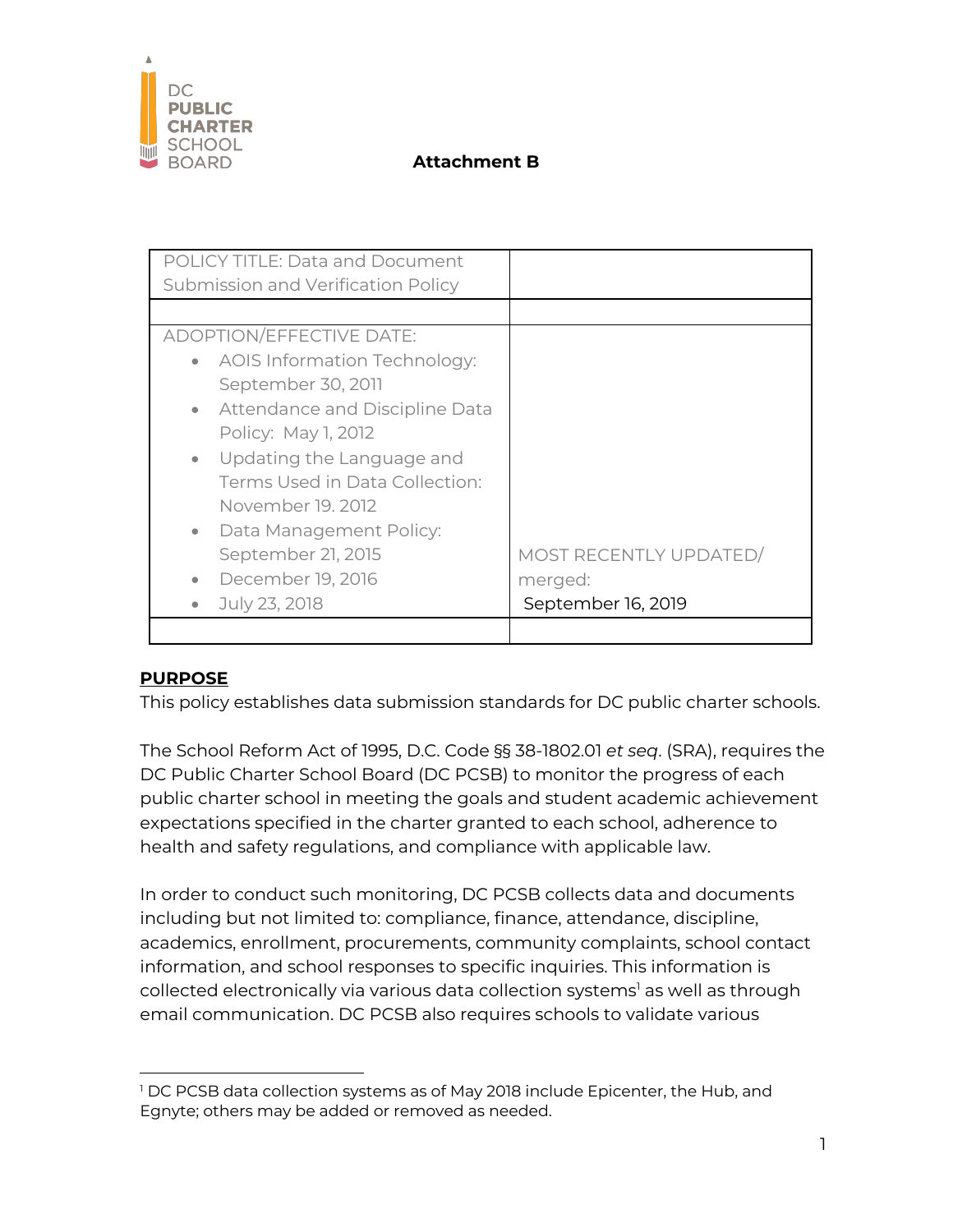DC PUBLIC CHARTER SCHOOL BOARD

**Attachment B**

| POLICY TITLE: Data and Document Submission and Verification Policy | |
| --- | --- |
| | |
| ADOPTION/EFFECTIVE DATE:<br>• AOIS Information Technology: September 30, 2011<br>• Attendance and Discipline Data Policy: May 1, 2012<br>• Updating the Language and Terms Used in Data Collection: November 19. 2012<br>• Data Management Policy: September 21, 2015<br>• December 19, 2016<br>• July 23, 2018 | MOST RECENTLY UPDATED/ merged:<br>September 16, 2019 |
| | |

## PURPOSE

This policy establishes data submission standards for DC public charter schools.

The School Reform Act of 1995, D.C. Code §§ 38-1802.01 *et seq*. (SRA), requires the DC Public Charter School Board (DC PCSB) to monitor the progress of each public charter school in meeting the goals and student academic achievement expectations specified in the charter granted to each school, adherence to health and safety regulations, and compliance with applicable law.

In order to conduct such monitoring, DC PCSB collects data and documents including but not limited to: compliance, finance, attendance, discipline, academics, enrollment, procurements, community complaints, school contact information, and school responses to specific inquiries. This information is collected electronically via various data collection systems[1] as well as through email communication. DC PCSB also requires schools to validate various

[1] DC PCSB data collection systems as of May 2018 include Epicenter, the Hub, and Egnyte; others may be added or removed as needed.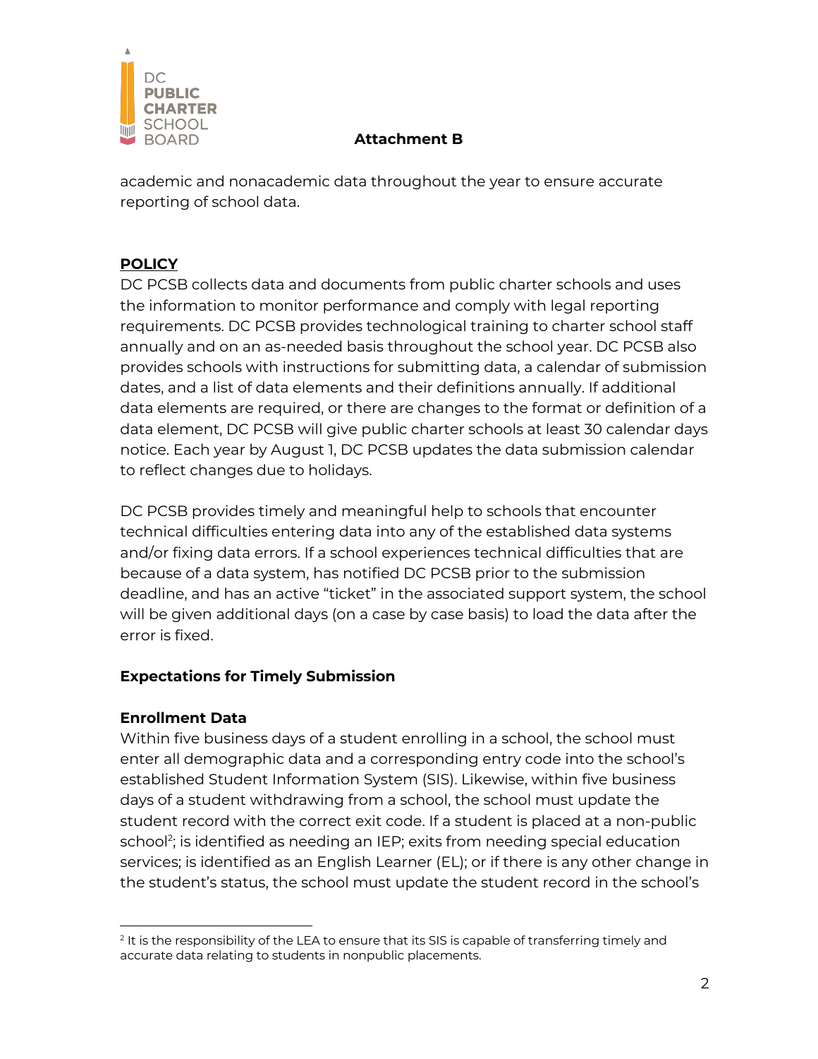academic and nonacademic data throughout the year to ensure accurate reporting of school data.

## POLICY

DC PCSB collects data and documents from public charter schools and uses the information to monitor performance and comply with legal reporting requirements. DC PCSB provides technological training to charter school staff annually and on an as-needed basis throughout the school year. DC PCSB also provides schools with instructions for submitting data, a calendar of submission dates, and a list of data elements and their definitions annually. If additional data elements are required, or there are changes to the format or definition of a data element, DC PCSB will give public charter schools at least 30 calendar days notice. Each year by August 1, DC PCSB updates the data submission calendar to reflect changes due to holidays.

DC PCSB provides timely and meaningful help to schools that encounter technical difficulties entering data into any of the established data systems and/or fixing data errors. If a school experiences technical difficulties that are because of a data system, has notified DC PCSB prior to the submission deadline, and has an active "ticket" in the associated support system, the school will be given additional days (on a case by case basis) to load the data after the error is fixed.

### Expectations for Timely Submission

### Enrollment Data

Within five business days of a student enrolling in a school, the school must enter all demographic data and a corresponding entry code into the school's established Student Information System (SIS). Likewise, within five business days of a student withdrawing from a school, the school must update the student record with the correct exit code. If a student is placed at a non-public school[2]; is identified as needing an IEP; exits from needing special education services; is identified as an English Learner (EL); or if there is any other change in the student's status, the school must update the student record in the school's

[2] It is the responsibility of the LEA to ensure that its SIS is capable of transferring timely and accurate data relating to students in nonpublic placements.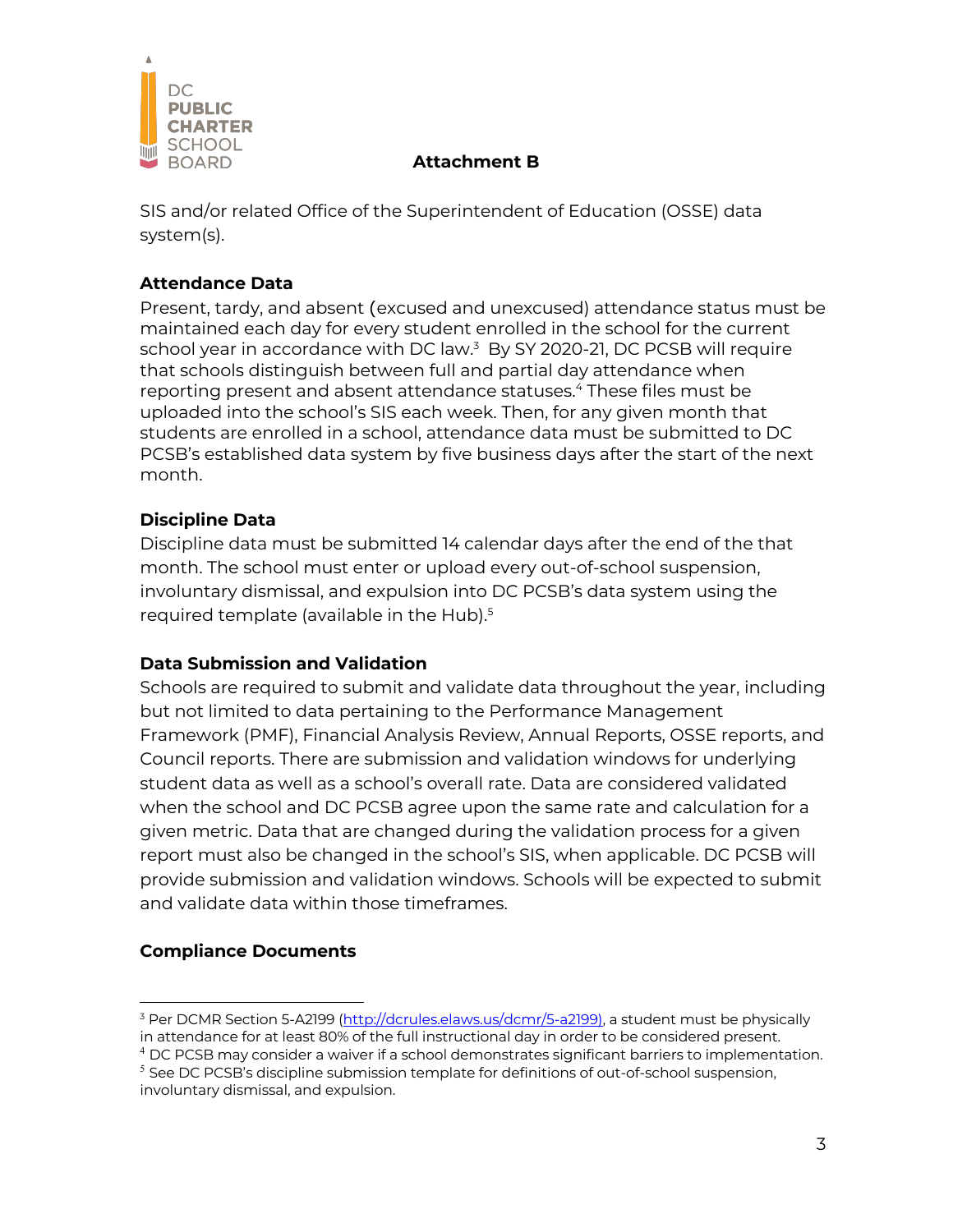**Attachment B**

SIS and/or related Office of the Superintendent of Education (OSSE) data system(s).

**Attendance Data**

Present, tardy, and absent (excused and unexcused) attendance status must be maintained each day for every student enrolled in the school for the current school year in accordance with DC law.[3] By SY 2020-21, DC PCSB will require that schools distinguish between full and partial day attendance when reporting present and absent attendance statuses.[4] These files must be uploaded into the school's SIS each week. Then, for any given month that students are enrolled in a school, attendance data must be submitted to DC PCSB's established data system by five business days after the start of the next month.

**Discipline Data**

Discipline data must be submitted 14 calendar days after the end of the that month. The school must enter or upload every out-of-school suspension, involuntary dismissal, and expulsion into DC PCSB's data system using the required template (available in the Hub).[5]

**Data Submission and Validation**

Schools are required to submit and validate data throughout the year, including but not limited to data pertaining to the Performance Management Framework (PMF), Financial Analysis Review, Annual Reports, OSSE reports, and Council reports. There are submission and validation windows for underlying student data as well as a school's overall rate. Data are considered validated when the school and DC PCSB agree upon the same rate and calculation for a given metric. Data that are changed during the validation process for a given report must also be changed in the school's SIS, when applicable. DC PCSB will provide submission and validation windows. Schools will be expected to submit and validate data within those timeframes.

**Compliance Documents**

---

[3] Per DCMR Section 5-A2199 (http://dcrules.elaws.us/dcmr/5-a2199), a student must be physically in attendance for at least 80% of the full instructional day in order to be considered present.

[4] DC PCSB may consider a waiver if a school demonstrates significant barriers to implementation.

[5] See DC PCSB's discipline submission template for definitions of out-of-school suspension, involuntary dismissal, and expulsion.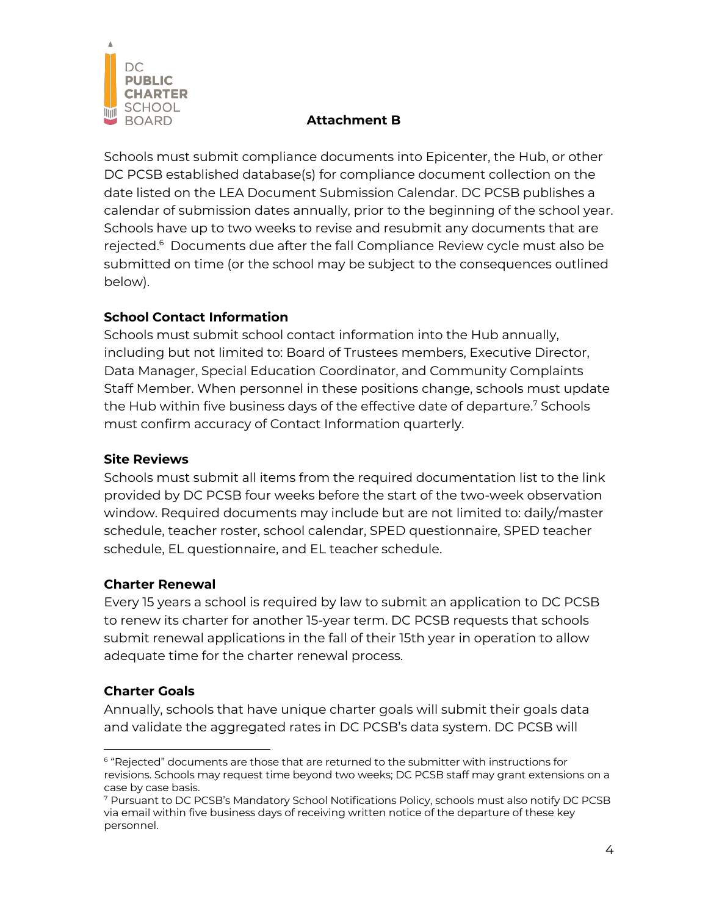## Attachment B

Schools must submit compliance documents into Epicenter, the Hub, or other DC PCSB established database(s) for compliance document collection on the date listed on the LEA Document Submission Calendar. DC PCSB publishes a calendar of submission dates annually, prior to the beginning of the school year. Schools have up to two weeks to revise and resubmit any documents that are rejected.[6] Documents due after the fall Compliance Review cycle must also be submitted on time (or the school may be subject to the consequences outlined below).

### School Contact Information

Schools must submit school contact information into the Hub annually, including but not limited to: Board of Trustees members, Executive Director, Data Manager, Special Education Coordinator, and Community Complaints Staff Member. When personnel in these positions change, schools must update the Hub within five business days of the effective date of departure.[7] Schools must confirm accuracy of Contact Information quarterly.

### Site Reviews

Schools must submit all items from the required documentation list to the link provided by DC PCSB four weeks before the start of the two-week observation window. Required documents may include but are not limited to: daily/master schedule, teacher roster, school calendar, SPED questionnaire, SPED teacher schedule, EL questionnaire, and EL teacher schedule.

### Charter Renewal

Every 15 years a school is required by law to submit an application to DC PCSB to renew its charter for another 15-year term. DC PCSB requests that schools submit renewal applications in the fall of their 15th year in operation to allow adequate time for the charter renewal process.

### Charter Goals

Annually, schools that have unique charter goals will submit their goals data and validate the aggregated rates in DC PCSB's data system. DC PCSB will

---

[6] "Rejected" documents are those that are returned to the submitter with instructions for revisions. Schools may request time beyond two weeks; DC PCSB staff may grant extensions on a case by case basis.

[7] Pursuant to DC PCSB's Mandatory School Notifications Policy, schools must also notify DC PCSB via email within five business days of receiving written notice of the departure of these key personnel.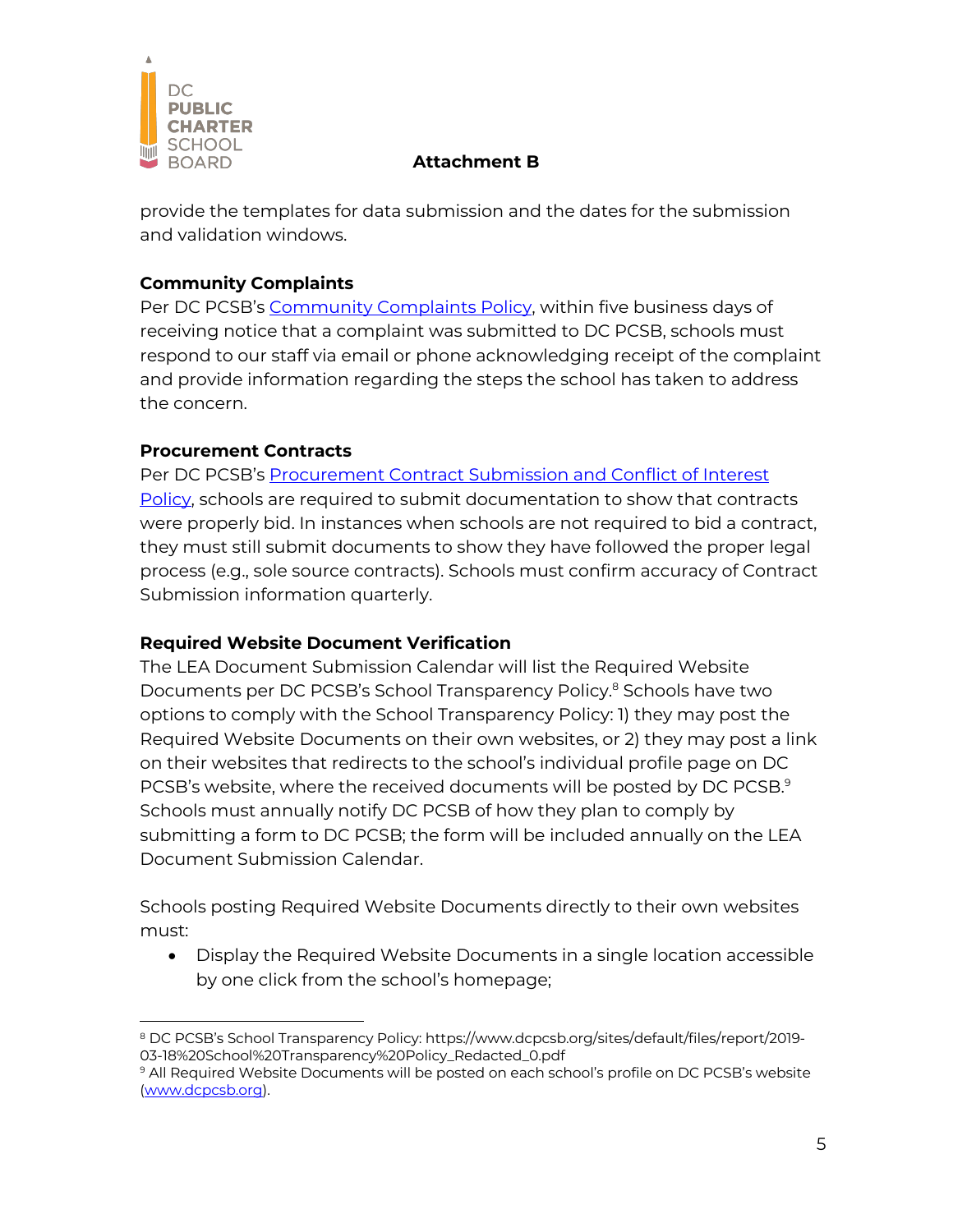provide the templates for data submission and the dates for the submission and validation windows.

**Community Complaints**

Per DC PCSB's Community Complaints Policy, within five business days of receiving notice that a complaint was submitted to DC PCSB, schools must respond to our staff via email or phone acknowledging receipt of the complaint and provide information regarding the steps the school has taken to address the concern.

**Procurement Contracts**

Per DC PCSB's Procurement Contract Submission and Conflict of Interest Policy, schools are required to submit documentation to show that contracts were properly bid. In instances when schools are not required to bid a contract, they must still submit documents to show they have followed the proper legal process (e.g., sole source contracts). Schools must confirm accuracy of Contract Submission information quarterly.

**Required Website Document Verification**

The LEA Document Submission Calendar will list the Required Website Documents per DC PCSB's School Transparency Policy.[8] Schools have two options to comply with the School Transparency Policy: 1) they may post the Required Website Documents on their own websites, or 2) they may post a link on their websites that redirects to the school's individual profile page on DC PCSB's website, where the received documents will be posted by DC PCSB.[9] Schools must annually notify DC PCSB of how they plan to comply by submitting a form to DC PCSB; the form will be included annually on the LEA Document Submission Calendar.

Schools posting Required Website Documents directly to their own websites must:

- Display the Required Website Documents in a single location accessible by one click from the school's homepage;

---

[8] DC PCSB's School Transparency Policy: https://www.dcpcsb.org/sites/default/files/report/2019-03-18%20School%20Transparency%20Policy_Redacted_0.pdf

[9] All Required Website Documents will be posted on each school's profile on DC PCSB's website (www.dcpcsb.org).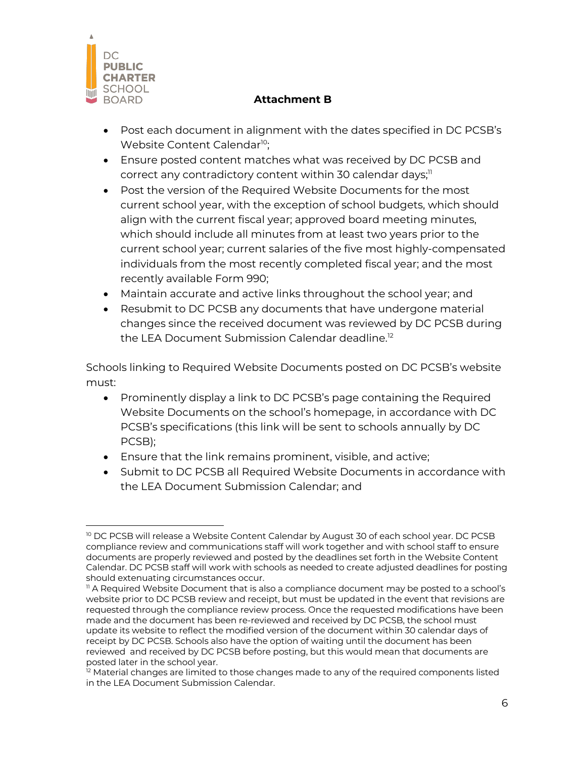**Attachment B**

- Post each document in alignment with the dates specified in DC PCSB's Website Content Calendar[10];
- Ensure posted content matches what was received by DC PCSB and correct any contradictory content within 30 calendar days;[11]
- Post the version of the Required Website Documents for the most current school year, with the exception of school budgets, which should align with the current fiscal year; approved board meeting minutes, which should include all minutes from at least two years prior to the current school year; current salaries of the five most highly-compensated individuals from the most recently completed fiscal year; and the most recently available Form 990;
- Maintain accurate and active links throughout the school year; and
- Resubmit to DC PCSB any documents that have undergone material changes since the received document was reviewed by DC PCSB during the LEA Document Submission Calendar deadline.[12]

Schools linking to Required Website Documents posted on DC PCSB's website must:

- Prominently display a link to DC PCSB's page containing the Required Website Documents on the school's homepage, in accordance with DC PCSB's specifications (this link will be sent to schools annually by DC PCSB);
- Ensure that the link remains prominent, visible, and active;
- Submit to DC PCSB all Required Website Documents in accordance with the LEA Document Submission Calendar; and

---

[10] DC PCSB will release a Website Content Calendar by August 30 of each school year. DC PCSB compliance review and communications staff will work together and with school staff to ensure documents are properly reviewed and posted by the deadlines set forth in the Website Content Calendar. DC PCSB staff will work with schools as needed to create adjusted deadlines for posting should extenuating circumstances occur.

[11] A Required Website Document that is also a compliance document may be posted to a school's website prior to DC PCSB review and receipt, but must be updated in the event that revisions are requested through the compliance review process. Once the requested modifications have been made and the document has been re-reviewed and received by DC PCSB, the school must update its website to reflect the modified version of the document within 30 calendar days of receipt by DC PCSB. Schools also have the option of waiting until the document has been reviewed and received by DC PCSB before posting, but this would mean that documents are posted later in the school year.

[12] Material changes are limited to those changes made to any of the required components listed in the LEA Document Submission Calendar.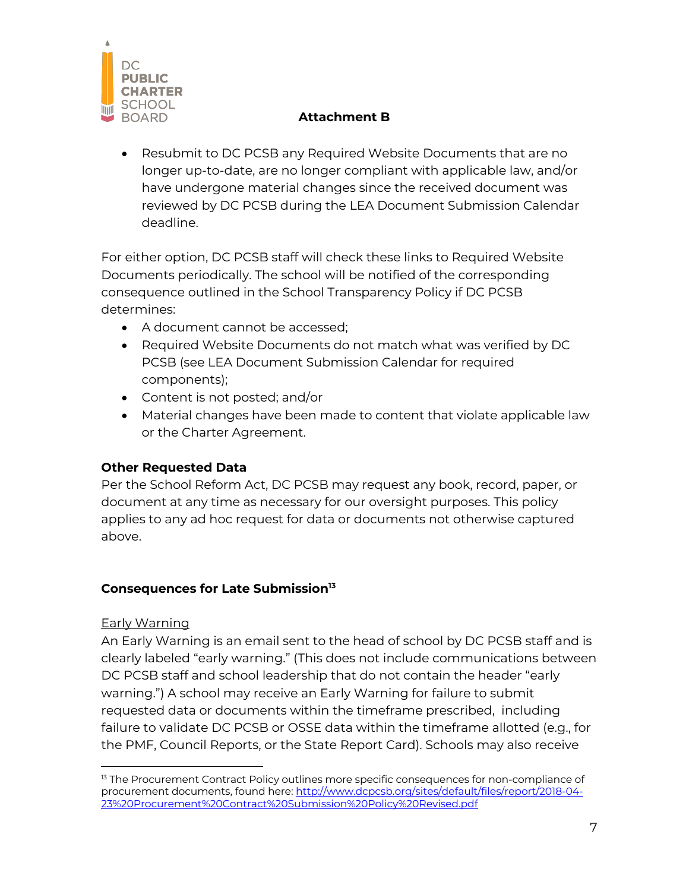## Attachment B

- Resubmit to DC PCSB any Required Website Documents that are no longer up-to-date, are no longer compliant with applicable law, and/or have undergone material changes since the received document was reviewed by DC PCSB during the LEA Document Submission Calendar deadline.

For either option, DC PCSB staff will check these links to Required Website Documents periodically. The school will be notified of the corresponding consequence outlined in the School Transparency Policy if DC PCSB determines:

- A document cannot be accessed;
- Required Website Documents do not match what was verified by DC PCSB (see LEA Document Submission Calendar for required components);
- Content is not posted; and/or
- Material changes have been made to content that violate applicable law or the Charter Agreement.

**Other Requested Data**

Per the School Reform Act, DC PCSB may request any book, record, paper, or document at any time as necessary for our oversight purposes. This policy applies to any ad hoc request for data or documents not otherwise captured above.

**Consequences for Late Submission[13]**

Early Warning

An Early Warning is an email sent to the head of school by DC PCSB staff and is clearly labeled "early warning." (This does not include communications between DC PCSB staff and school leadership that do not contain the header "early warning.") A school may receive an Early Warning for failure to submit requested data or documents within the timeframe prescribed, including failure to validate DC PCSB or OSSE data within the timeframe allotted (e.g., for the PMF, Council Reports, or the State Report Card). Schools may also receive

[13] The Procurement Contract Policy outlines more specific consequences for non-compliance of procurement documents, found here: http://www.dcpcsb.org/sites/default/files/report/2018-04-23%20Procurement%20Contract%20Submission%20Policy%20Revised.pdf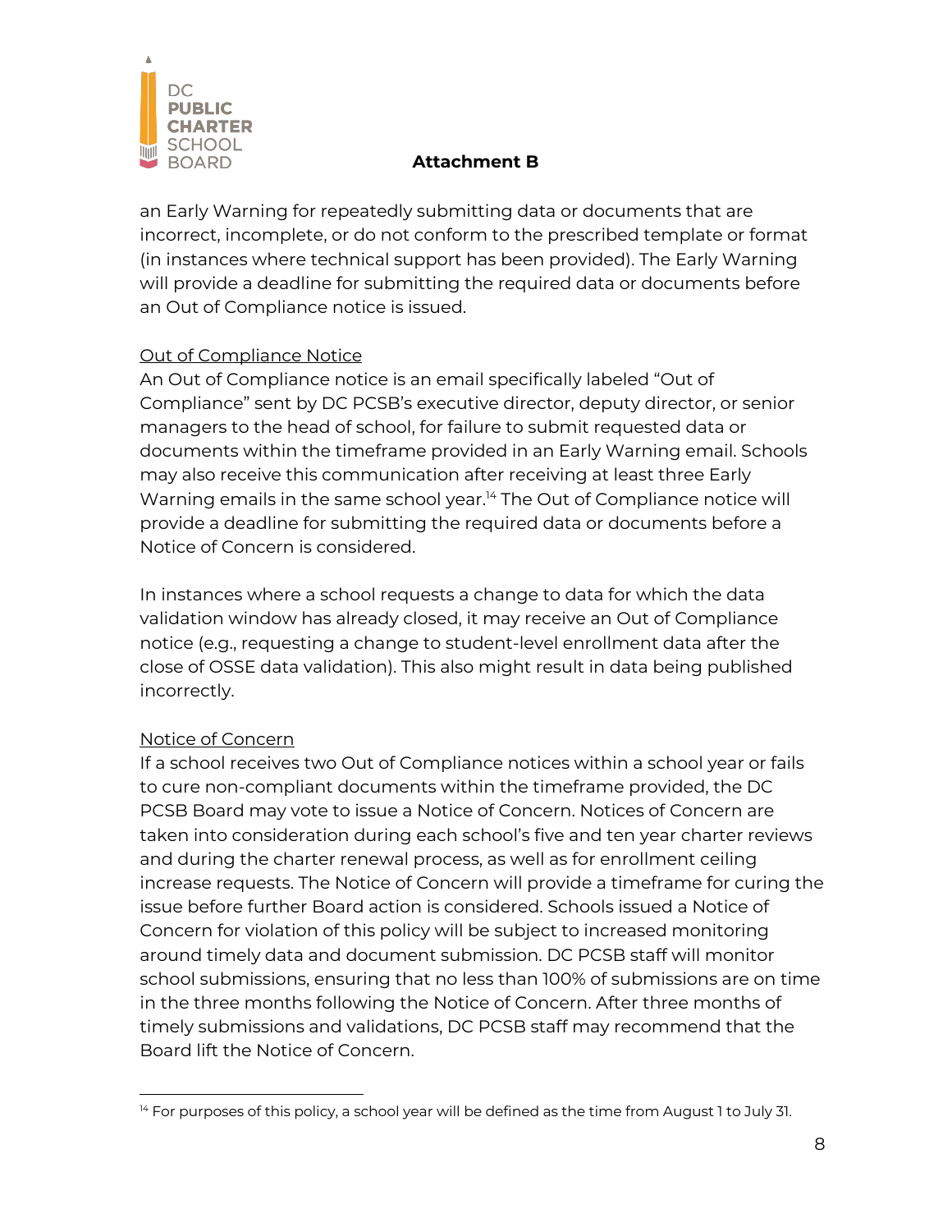Attachment B

an Early Warning for repeatedly submitting data or documents that are incorrect, incomplete, or do not conform to the prescribed template or format (in instances where technical support has been provided). The Early Warning will provide a deadline for submitting the required data or documents before an Out of Compliance notice is issued.

<u>Out of Compliance Notice</u>

An Out of Compliance notice is an email specifically labeled "Out of Compliance" sent by DC PCSB's executive director, deputy director, or senior managers to the head of school, for failure to submit requested data or documents within the timeframe provided in an Early Warning email. Schools may also receive this communication after receiving at least three Early Warning emails in the same school year.[14] The Out of Compliance notice will provide a deadline for submitting the required data or documents before a Notice of Concern is considered.

In instances where a school requests a change to data for which the data validation window has already closed, it may receive an Out of Compliance notice (e.g., requesting a change to student-level enrollment data after the close of OSSE data validation). This also might result in data being published incorrectly.

<u>Notice of Concern</u>

If a school receives two Out of Compliance notices within a school year or fails to cure non-compliant documents within the timeframe provided, the DC PCSB Board may vote to issue a Notice of Concern. Notices of Concern are taken into consideration during each school's five and ten year charter reviews and during the charter renewal process, as well as for enrollment ceiling increase requests. The Notice of Concern will provide a timeframe for curing the issue before further Board action is considered. Schools issued a Notice of Concern for violation of this policy will be subject to increased monitoring around timely data and document submission. DC PCSB staff will monitor school submissions, ensuring that no less than 100% of submissions are on time in the three months following the Notice of Concern. After three months of timely submissions and validations, DC PCSB staff may recommend that the Board lift the Notice of Concern.

---

[14] For purposes of this policy, a school year will be defined as the time from August 1 to July 31.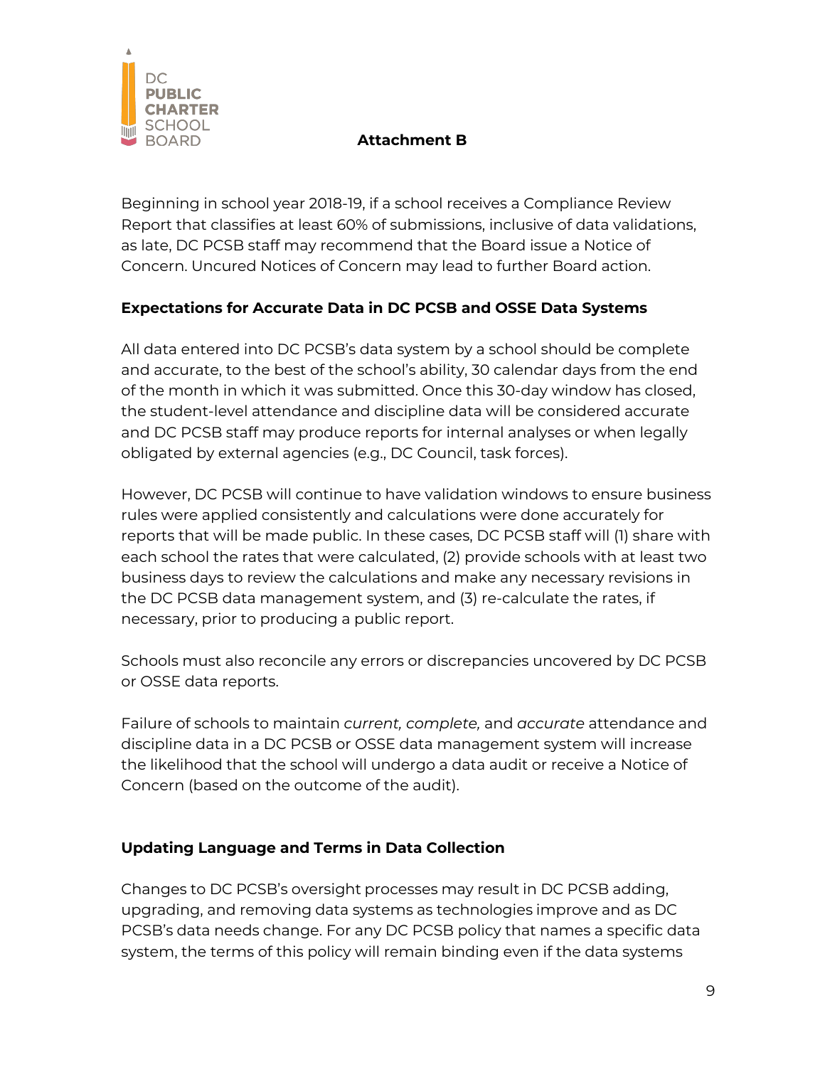**Attachment B**

Beginning in school year 2018-19, if a school receives a Compliance Review Report that classifies at least 60% of submissions, inclusive of data validations, as late, DC PCSB staff may recommend that the Board issue a Notice of Concern. Uncured Notices of Concern may lead to further Board action.

## Expectations for Accurate Data in DC PCSB and OSSE Data Systems

All data entered into DC PCSB's data system by a school should be complete and accurate, to the best of the school's ability, 30 calendar days from the end of the month in which it was submitted. Once this 30-day window has closed, the student-level attendance and discipline data will be considered accurate and DC PCSB staff may produce reports for internal analyses or when legally obligated by external agencies (e.g., DC Council, task forces).

However, DC PCSB will continue to have validation windows to ensure business rules were applied consistently and calculations were done accurately for reports that will be made public. In these cases, DC PCSB staff will (1) share with each school the rates that were calculated, (2) provide schools with at least two business days to review the calculations and make any necessary revisions in the DC PCSB data management system, and (3) re-calculate the rates, if necessary, prior to producing a public report.

Schools must also reconcile any errors or discrepancies uncovered by DC PCSB or OSSE data reports.

Failure of schools to maintain *current, complete,* and *accurate* attendance and discipline data in a DC PCSB or OSSE data management system will increase the likelihood that the school will undergo a data audit or receive a Notice of Concern (based on the outcome of the audit).

## Updating Language and Terms in Data Collection

Changes to DC PCSB's oversight processes may result in DC PCSB adding, upgrading, and removing data systems as technologies improve and as DC PCSB's data needs change. For any DC PCSB policy that names a specific data system, the terms of this policy will remain binding even if the data systems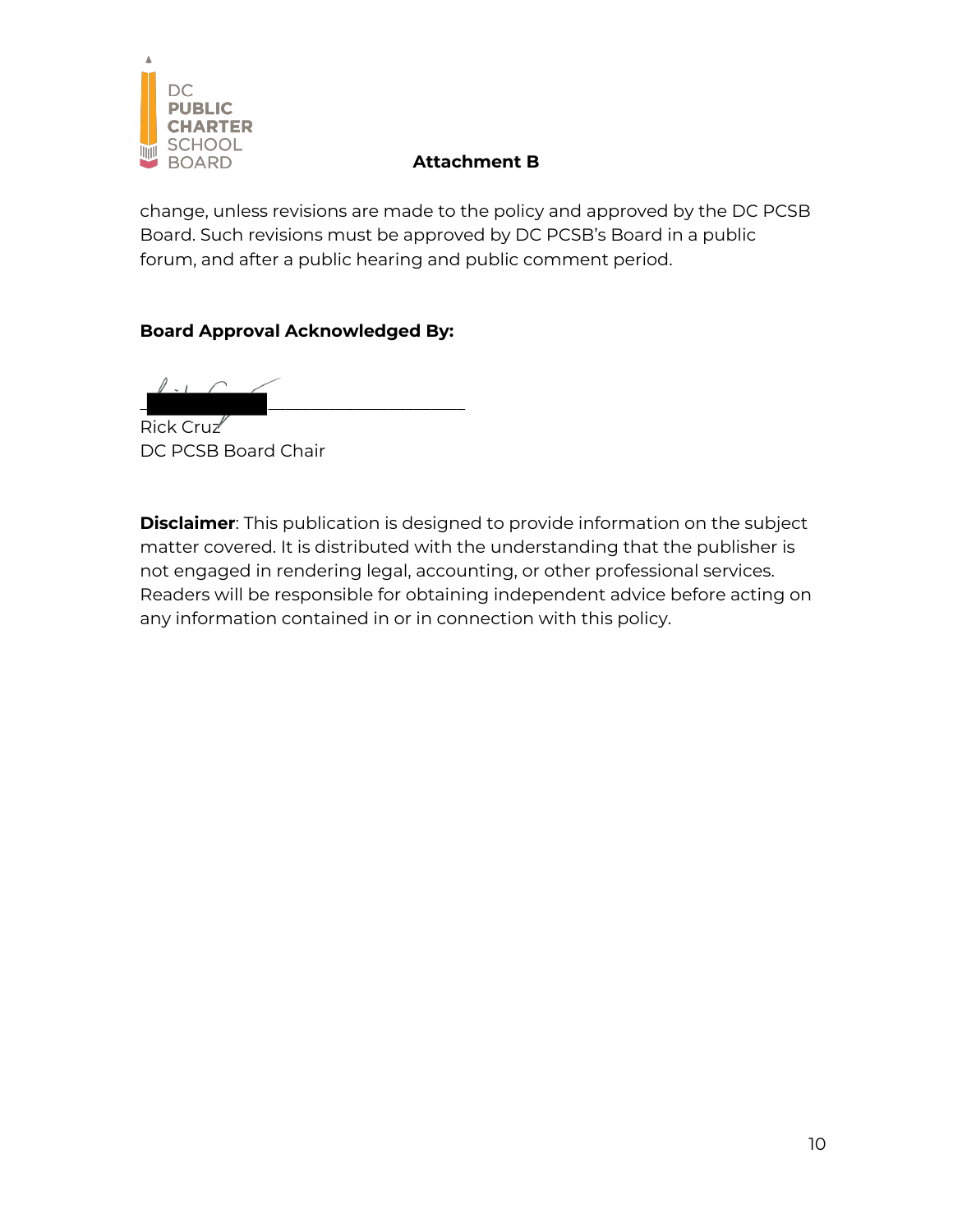**Attachment B**

change, unless revisions are made to the policy and approved by the DC PCSB Board. Such revisions must be approved by DC PCSB's Board in a public forum, and after a public hearing and public comment period.

**Board Approval Acknowledged By:**

\_\_\_\_\_\_\_\_\_\_\_\_\_\_\_\_\_\_\_\_\_\_\_\_\_\_\_\_\_\_\_\_\_\_\_\_\_\_\_\_
Rick Cruz
DC PCSB Board Chair

**Disclaimer**: This publication is designed to provide information on the subject matter covered. It is distributed with the understanding that the publisher is not engaged in rendering legal, accounting, or other professional services. Readers will be responsible for obtaining independent advice before acting on any information contained in or in connection with this policy.